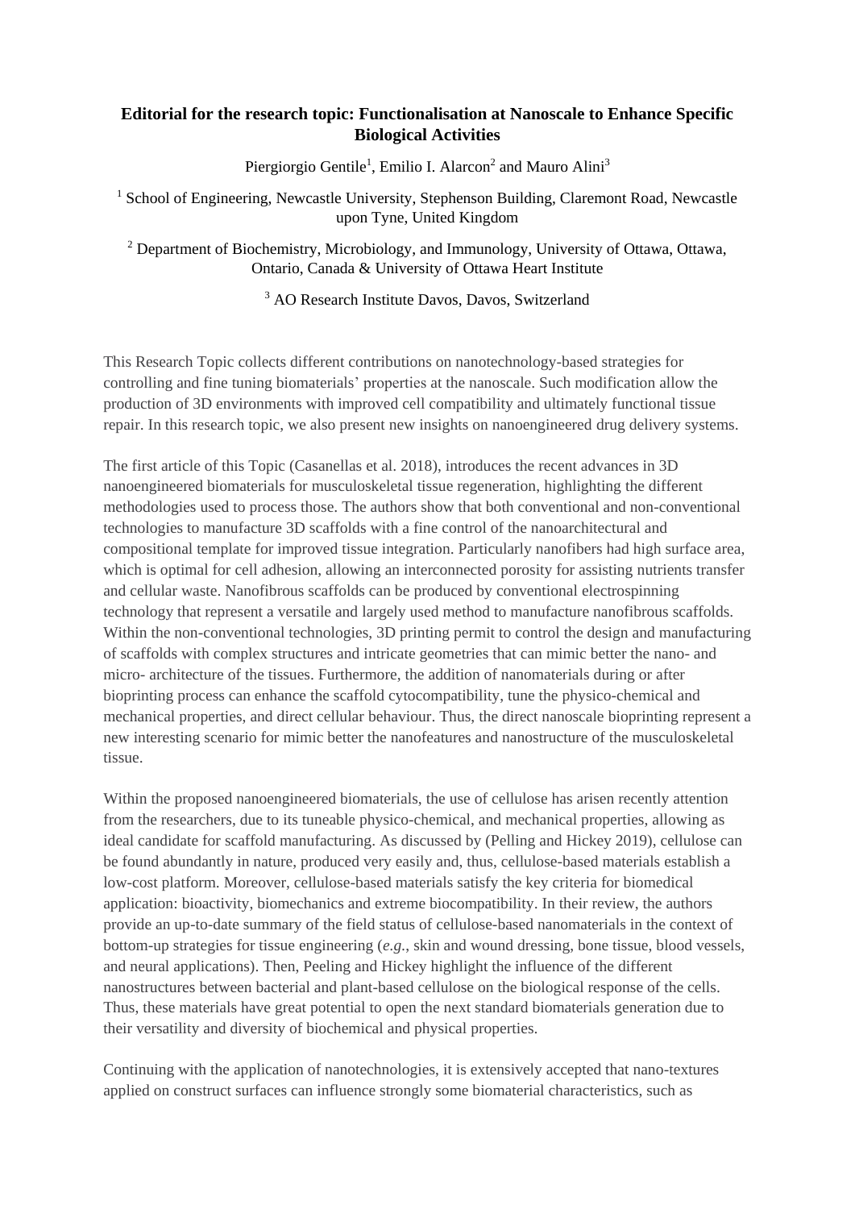**Editorial for the research topic: Functionalisation at Nanoscale to Enhance Specific Biological Activities**

Piergiorgio Gentile[1], Emilio I. Alarcon[2] and Mauro Alini[3]

[1] School of Engineering, Newcastle University, Stephenson Building, Claremont Road, Newcastle upon Tyne, United Kingdom

[2] Department of Biochemistry, Microbiology, and Immunology, University of Ottawa, Ottawa, Ontario, Canada & University of Ottawa Heart Institute

[3] AO Research Institute Davos, Davos, Switzerland

This Research Topic collects different contributions on nanotechnology-based strategies for controlling and fine tuning biomaterials' properties at the nanoscale. Such modification allow the production of 3D environments with improved cell compatibility and ultimately functional tissue repair. In this research topic, we also present new insights on nanoengineered drug delivery systems.

The first article of this Topic (Casanellas et al. 2018), introduces the recent advances in 3D nanoengineered biomaterials for musculoskeletal tissue regeneration, highlighting the different methodologies used to process those. The authors show that both conventional and non-conventional technologies to manufacture 3D scaffolds with a fine control of the nanoarchitectural and compositional template for improved tissue integration. Particularly nanofibers had high surface area, which is optimal for cell adhesion, allowing an interconnected porosity for assisting nutrients transfer and cellular waste. Nanofibrous scaffolds can be produced by conventional electrospinning technology that represent a versatile and largely used method to manufacture nanofibrous scaffolds. Within the non-conventional technologies, 3D printing permit to control the design and manufacturing of scaffolds with complex structures and intricate geometries that can mimic better the nano- and micro- architecture of the tissues. Furthermore, the addition of nanomaterials during or after bioprinting process can enhance the scaffold cytocompatibility, tune the physico-chemical and mechanical properties, and direct cellular behaviour. Thus, the direct nanoscale bioprinting represent a new interesting scenario for mimic better the nanofeatures and nanostructure of the musculoskeletal tissue.

Within the proposed nanoengineered biomaterials, the use of cellulose has arisen recently attention from the researchers, due to its tuneable physico-chemical, and mechanical properties, allowing as ideal candidate for scaffold manufacturing. As discussed by (Pelling and Hickey 2019), cellulose can be found abundantly in nature, produced very easily and, thus, cellulose-based materials establish a low-cost platform. Moreover, cellulose-based materials satisfy the key criteria for biomedical application: bioactivity, biomechanics and extreme biocompatibility. In their review, the authors provide an up-to-date summary of the field status of cellulose-based nanomaterials in the context of bottom-up strategies for tissue engineering (*e.g.*, skin and wound dressing, bone tissue, blood vessels, and neural applications). Then, Peeling and Hickey highlight the influence of the different nanostructures between bacterial and plant-based cellulose on the biological response of the cells. Thus, these materials have great potential to open the next standard biomaterials generation due to their versatility and diversity of biochemical and physical properties.

Continuing with the application of nanotechnologies, it is extensively accepted that nano-textures applied on construct surfaces can influence strongly some biomaterial characteristics, such as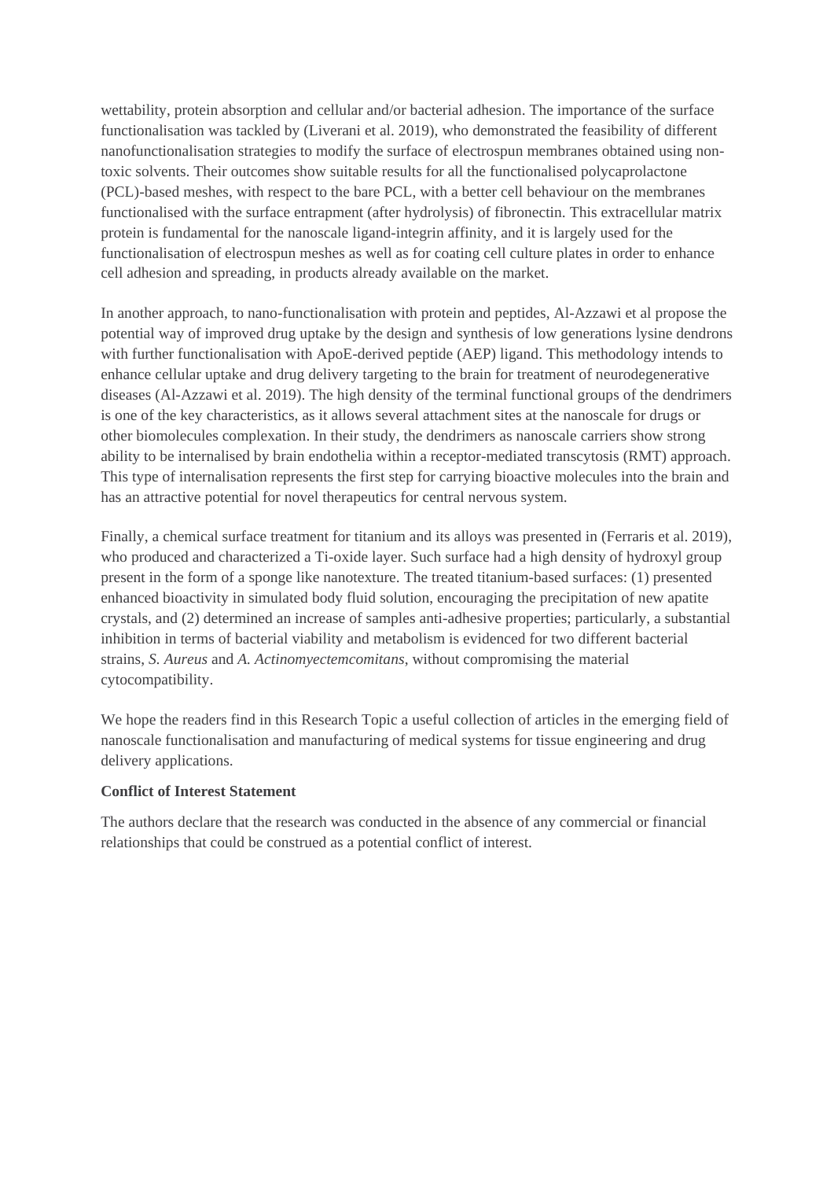wettability, protein absorption and cellular and/or bacterial adhesion. The importance of the surface functionalisation was tackled by (Liverani et al. 2019), who demonstrated the feasibility of different nanofunctionalisation strategies to modify the surface of electrospun membranes obtained using non-toxic solvents. Their outcomes show suitable results for all the functionalised polycaprolactone (PCL)-based meshes, with respect to the bare PCL, with a better cell behaviour on the membranes functionalised with the surface entrapment (after hydrolysis) of fibronectin. This extracellular matrix protein is fundamental for the nanoscale ligand-integrin affinity, and it is largely used for the functionalisation of electrospun meshes as well as for coating cell culture plates in order to enhance cell adhesion and spreading, in products already available on the market.

In another approach, to nano-functionalisation with protein and peptides, Al-Azzawi et al propose the potential way of improved drug uptake by the design and synthesis of low generations lysine dendrons with further functionalisation with ApoE-derived peptide (AEP) ligand. This methodology intends to enhance cellular uptake and drug delivery targeting to the brain for treatment of neurodegenerative diseases (Al-Azzawi et al. 2019). The high density of the terminal functional groups of the dendrimers is one of the key characteristics, as it allows several attachment sites at the nanoscale for drugs or other biomolecules complexation. In their study, the dendrimers as nanoscale carriers show strong ability to be internalised by brain endothelia within a receptor-mediated transcytosis (RMT) approach. This type of internalisation represents the first step for carrying bioactive molecules into the brain and has an attractive potential for novel therapeutics for central nervous system.

Finally, a chemical surface treatment for titanium and its alloys was presented in (Ferraris et al. 2019), who produced and characterized a Ti-oxide layer. Such surface had a high density of hydroxyl group present in the form of a sponge like nanotexture. The treated titanium-based surfaces: (1) presented enhanced bioactivity in simulated body fluid solution, encouraging the precipitation of new apatite crystals, and (2) determined an increase of samples anti-adhesive properties; particularly, a substantial inhibition in terms of bacterial viability and metabolism is evidenced for two different bacterial strains, *S. Aureus* and *A. Actinomyectemcomitans*, without compromising the material cytocompatibility.

We hope the readers find in this Research Topic a useful collection of articles in the emerging field of nanoscale functionalisation and manufacturing of medical systems for tissue engineering and drug delivery applications.

**Conflict of Interest Statement**

The authors declare that the research was conducted in the absence of any commercial or financial relationships that could be construed as a potential conflict of interest.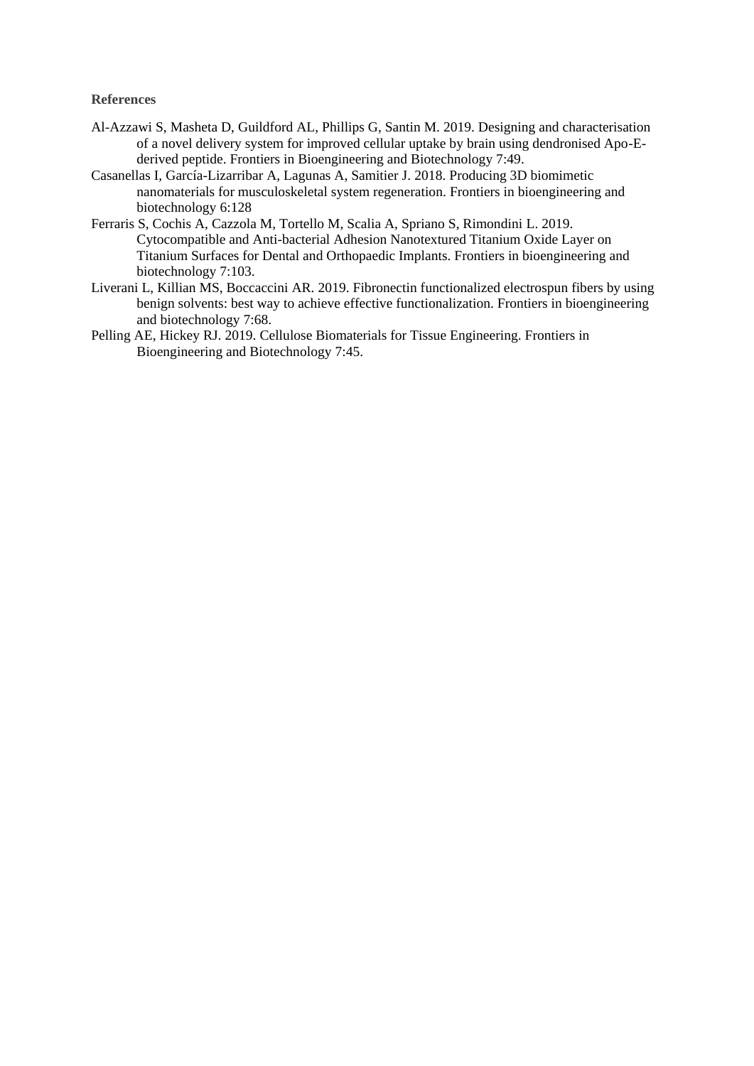**References**

Al-Azzawi S, Masheta D, Guildford AL, Phillips G, Santin M. 2019. Designing and characterisation of a novel delivery system for improved cellular uptake by brain using dendronised Apo-E-derived peptide. Frontiers in Bioengineering and Biotechnology 7:49.

Casanellas I, García-Lizarribar A, Lagunas A, Samitier J. 2018. Producing 3D biomimetic nanomaterials for musculoskeletal system regeneration. Frontiers in bioengineering and biotechnology 6:128

Ferraris S, Cochis A, Cazzola M, Tortello M, Scalia A, Spriano S, Rimondini L. 2019. Cytocompatible and Anti-bacterial Adhesion Nanotextured Titanium Oxide Layer on Titanium Surfaces for Dental and Orthopaedic Implants. Frontiers in bioengineering and biotechnology 7:103.

Liverani L, Killian MS, Boccaccini AR. 2019. Fibronectin functionalized electrospun fibers by using benign solvents: best way to achieve effective functionalization. Frontiers in bioengineering and biotechnology 7:68.

Pelling AE, Hickey RJ. 2019. Cellulose Biomaterials for Tissue Engineering. Frontiers in Bioengineering and Biotechnology 7:45.